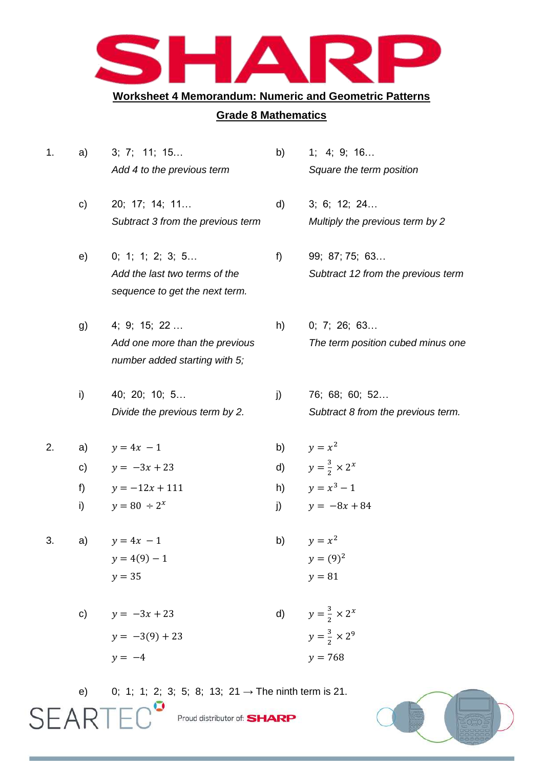# SHARP

## Worksheet 4 Memorandum: Numeric and Geometric Patterns

## Grade 8 Mathematics

1.

a) 3; 7; 11; 15…
*Add 4 to the previous term*

b) 1; 4; 9; 16…
*Square the term position*

c) 20; 17; 14; 11…
*Subtract 3 from the previous term*

d) 3; 6; 12; 24…
*Multiply the previous term by 2*

e) 0; 1; 1; 2; 3; 5…
*Add the last two terms of the sequence to get the next term.*

f) 99; 87; 75; 63…
*Subtract 12 from the previous term*

g) 4; 9; 15; 22 …
*Add one more than the previous number added starting with 5;*

h) 0; 7; 26; 63…
*The term position cubed minus one*

i) 40; 20; 10; 5…
*Divide the previous term by 2.*

j) 76; 68; 60; 52…
*Subtract 8 from the previous term.*

2.

a) $y = 4x - 1$

b) $y = x^2$

c) $y = -3x + 23$

d) $y = \frac{3}{2} \times 2^x$

f) $y = -12x + 111$

h) $y = x^3 - 1$

i) $y = 80 \div 2^x$

j) $y = -8x + 84$

3.

a)
$y = 4x - 1$
$y = 4(9) - 1$
$y = 35$

b)
$y = x^2$
$y = (9)^2$
$y = 81$

c)
$y = -3x + 23$
$y = -3(9) + 23$
$y = -4$

d)
$y = \frac{3}{2} \times 2^x$
$y = \frac{3}{2} \times 2^9$
$y = 768$

e) 0; 1; 1; 2; 3; 5; 8; 13; 21 → The ninth term is 21.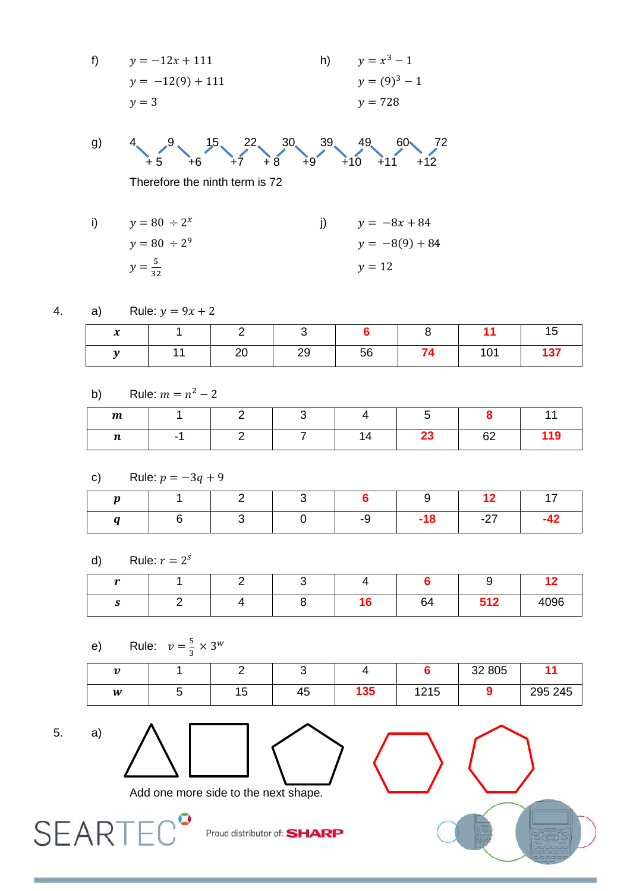f) $y = -12x + 111$

$y = -12(9) + 111$

$y = 3$

h) $y = x^3 - 1$

$y = (9)^3 - 1$

$y = 728$

g) 4, 9, 15, 22, 30, 39, 49, 60, 72

+5, +6, +7, +8, +9, +10, +11, +12

Therefore the ninth term is 72

i) $y = 80 \div 2^x$

$y = 80 \div 2^9$

$y = \frac{5}{32}$

j) $y = -8x + 84$

$y = -8(9) + 84$

$y = 12$

4. a) Rule: $y = 9x + 2$

| $x$ | 1 | 2 | 3 | 6 | 8 | 11 | 15 |
|---|---|---|---|---|---|---|---|
| $y$ | 11 | 20 | 29 | 56 | 74 | 101 | 137 |

b) Rule: $m = n^2 - 2$

| $m$ | 1 | 2 | 3 | 4 | 5 | 8 | 11 |
|---|---|---|---|---|---|---|---|
| $n$ | -1 | 2 | 7 | 14 | 23 | 62 | 119 |

c) Rule: $p = -3q + 9$

| $p$ | 1 | 2 | 3 | 6 | 9 | 12 | 17 |
|---|---|---|---|---|---|---|---|
| $q$ | 6 | 3 | 0 | -9 | -18 | -27 | -42 |

d) Rule: $r = 2^s$

| $r$ | 1 | 2 | 3 | 4 | 6 | 9 | 12 |
|---|---|---|---|---|---|---|---|
| $s$ | 2 | 4 | 8 | 16 | 64 | 512 | 4096 |

e) Rule: $v = \frac{5}{3} \times 3^w$

| $v$ | 1 | 2 | 3 | 4 | 6 | 32 805 | 11 |
|---|---|---|---|---|---|---|---|
| $w$ | 5 | 15 | 45 | 135 | 1215 | 9 | 295 245 |

5. a)

Add one more side to the next shape.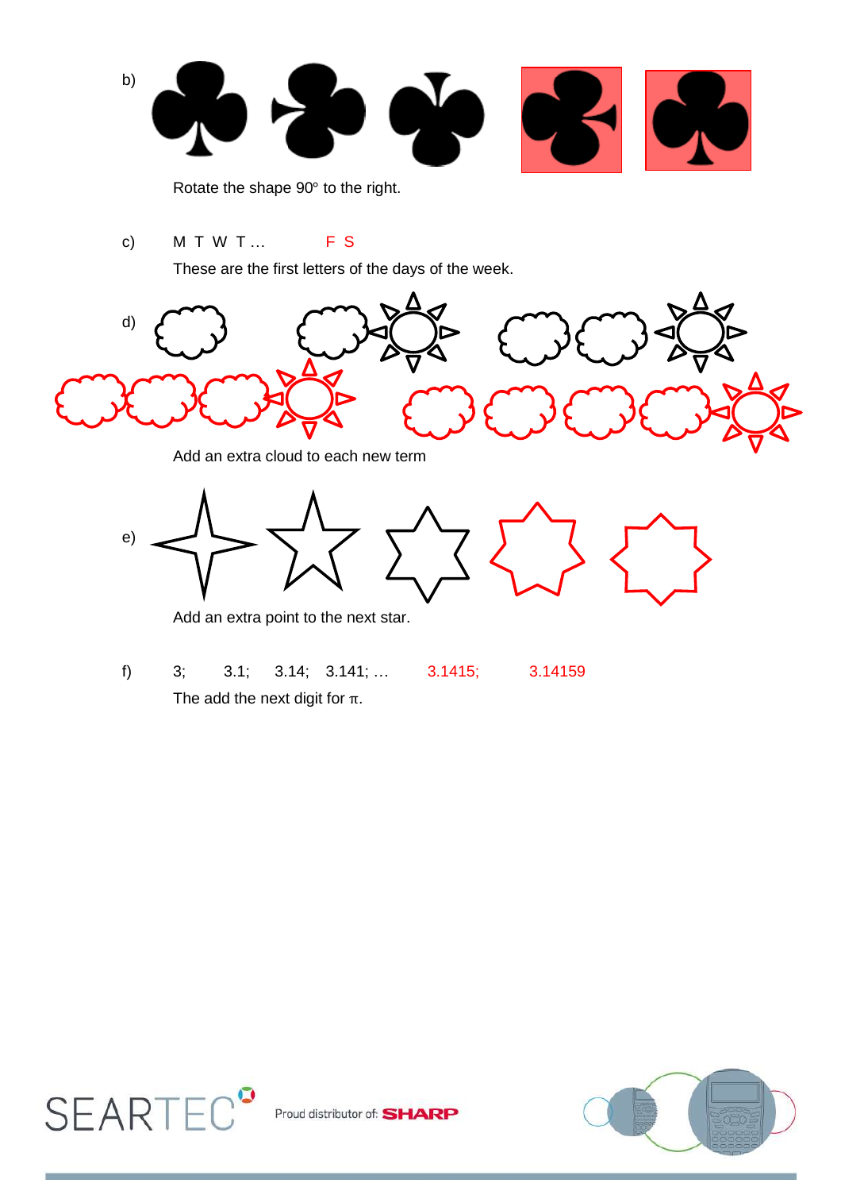b)

Rotate the shape 90° to the right.

c) M T W T … F S

These are the first letters of the days of the week.

d)

Add an extra cloud to each new term

e)

Add an extra point to the next star.

f) 3; 3.1; 3.14; 3.141; … 3.1415; 3.14159

The add the next digit for $\pi$.

SEARTEC Proud distributor of: SHARP